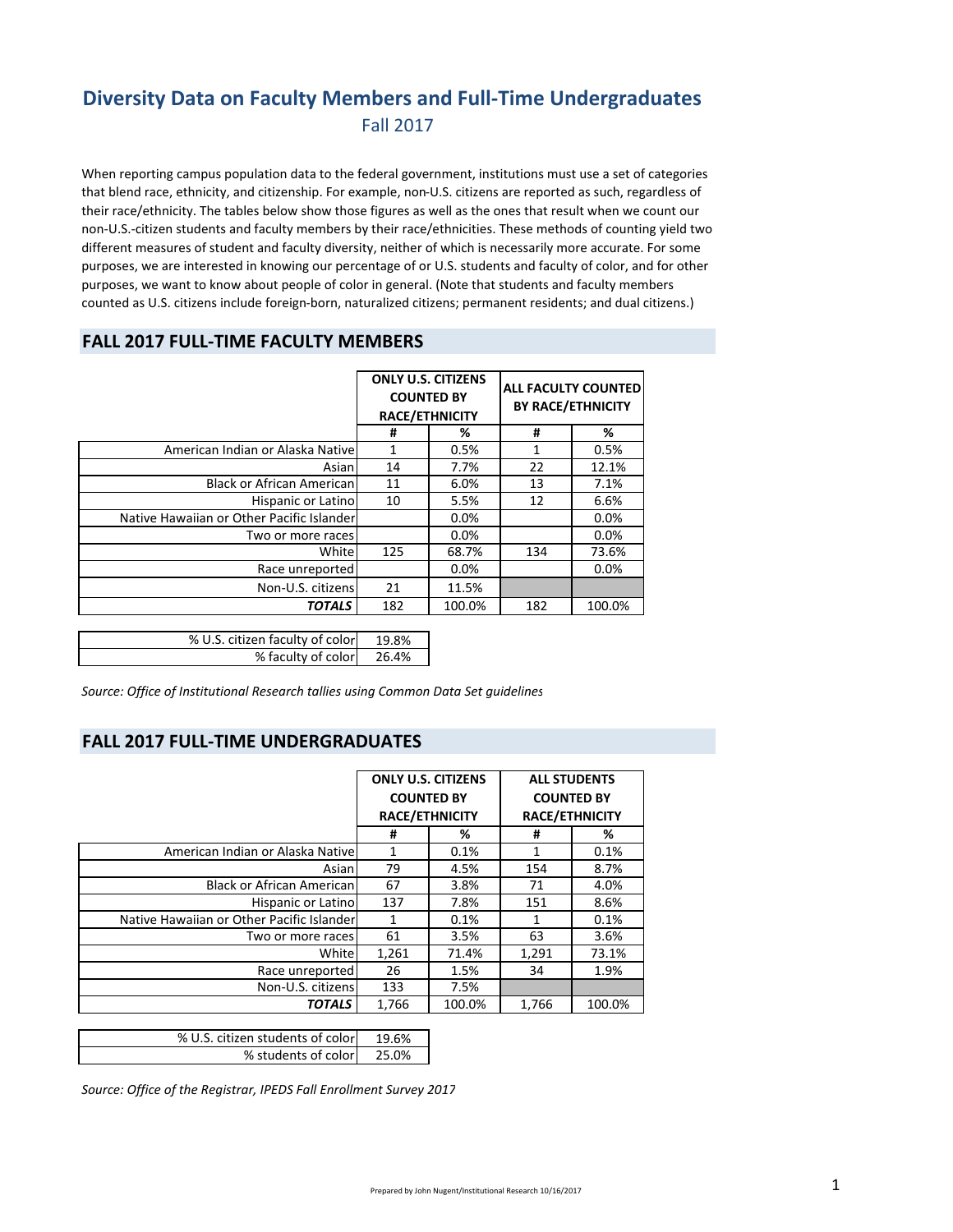# Diversity Data on Faculty Members and Full-Time Undergraduates

Fall 2017

When reporting campus population data to the federal government, institutions must use a set of categories that blend race, ethnicity, and citizenship. For example, non-U.S. citizens are reported as such, regardless of their race/ethnicity. The tables below show those figures as well as the ones that result when we count our non-U.S.-citizen students and faculty members by their race/ethnicities. These methods of counting yield two different measures of student and faculty diversity, neither of which is necessarily more accurate. For some purposes, we are interested in knowing our percentage of or U.S. students and faculty of color, and for other purposes, we want to know about people of color in general. (Note that students and faculty members counted as U.S. citizens include foreign-born, naturalized citizens; permanent residents; and dual citizens.)

## FALL 2017 FULL-TIME FACULTY MEMBERS

| | ONLY U.S. CITIZENS COUNTED BY RACE/ETHNICITY | | ALL FACULTY COUNTED BY RACE/ETHNICITY | |
|---|---|---|---|---|
| | # | % | # | % |
| American Indian or Alaska Native | 1 | 0.5% | 1 | 0.5% |
| Asian | 14 | 7.7% | 22 | 12.1% |
| Black or African American | 11 | 6.0% | 13 | 7.1% |
| Hispanic or Latino | 10 | 5.5% | 12 | 6.6% |
| Native Hawaiian or Other Pacific Islander | | 0.0% | | 0.0% |
| Two or more races | | 0.0% | | 0.0% |
| White | 125 | 68.7% | 134 | 73.6% |
| Race unreported | | 0.0% | | 0.0% |
| Non-U.S. citizens | 21 | 11.5% | | |
| ***TOTALS*** | 182 | 100.0% | 182 | 100.0% |

| | |
|---|---|
| % U.S. citizen faculty of color | 19.8% |
| % faculty of color | 26.4% |

*Source: Office of Institutional Research tallies using Common Data Set guidelines*

## FALL 2017 FULL-TIME UNDERGRADUATES

| | ONLY U.S. CITIZENS COUNTED BY RACE/ETHNICITY | | ALL STUDENTS COUNTED BY RACE/ETHNICITY | |
|---|---|---|---|---|
| | # | % | # | % |
| American Indian or Alaska Native | 1 | 0.1% | 1 | 0.1% |
| Asian | 79 | 4.5% | 154 | 8.7% |
| Black or African American | 67 | 3.8% | 71 | 4.0% |
| Hispanic or Latino | 137 | 7.8% | 151 | 8.6% |
| Native Hawaiian or Other Pacific Islander | 1 | 0.1% | 1 | 0.1% |
| Two or more races | 61 | 3.5% | 63 | 3.6% |
| White | 1,261 | 71.4% | 1,291 | 73.1% |
| Race unreported | 26 | 1.5% | 34 | 1.9% |
| Non-U.S. citizens | 133 | 7.5% | | |
| ***TOTALS*** | 1,766 | 100.0% | 1,766 | 100.0% |

| | |
|---|---|
| % U.S. citizen students of color | 19.6% |
| % students of color | 25.0% |

*Source: Office of the Registrar, IPEDS Fall Enrollment Survey 2017*

Prepared by John Nugent/Institutional Research 10/16/2017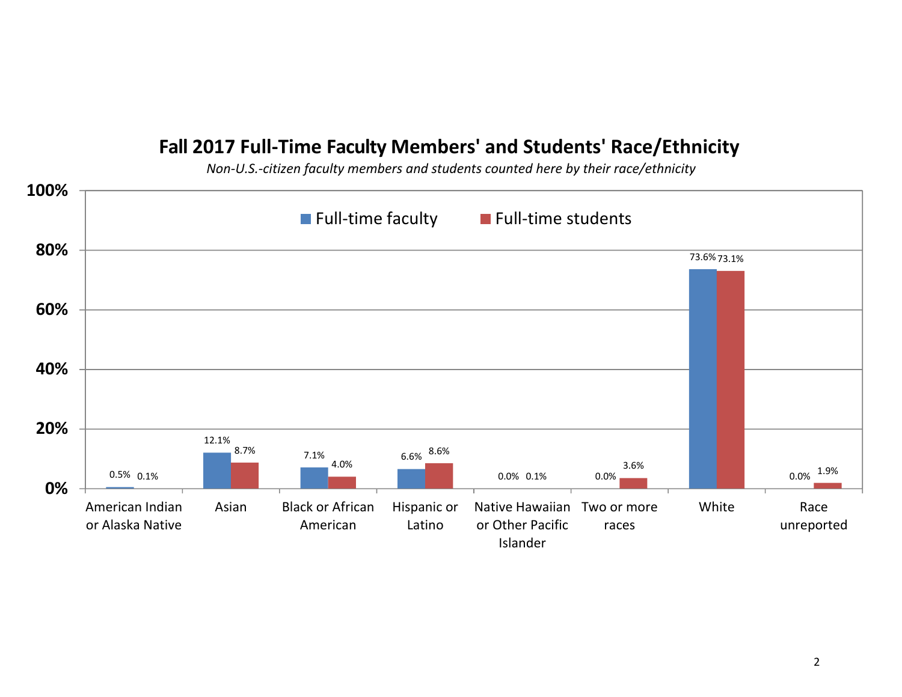## Fall 2017 Full-Time Faculty Members' and Students' Race/Ethnicity

*Non-U.S.-citizen faculty members and students counted here by their race/ethnicity*

| Race/Ethnicity | Full-time faculty | Full-time students |
|---|---|---|
| American Indian or Alaska Native | 0.5% | 0.1% |
| Asian | 12.1% | 8.7% |
| Black or African American | 7.1% | 4.0% |
| Hispanic or Latino | 6.6% | 8.6% |
| Native Hawaiian or Other Pacific Islander | 0.0% | 0.1% |
| Two or more races | 0.0% | 3.6% |
| White | 73.6% | 73.1% |
| Race unreported | 0.0% | 1.9% |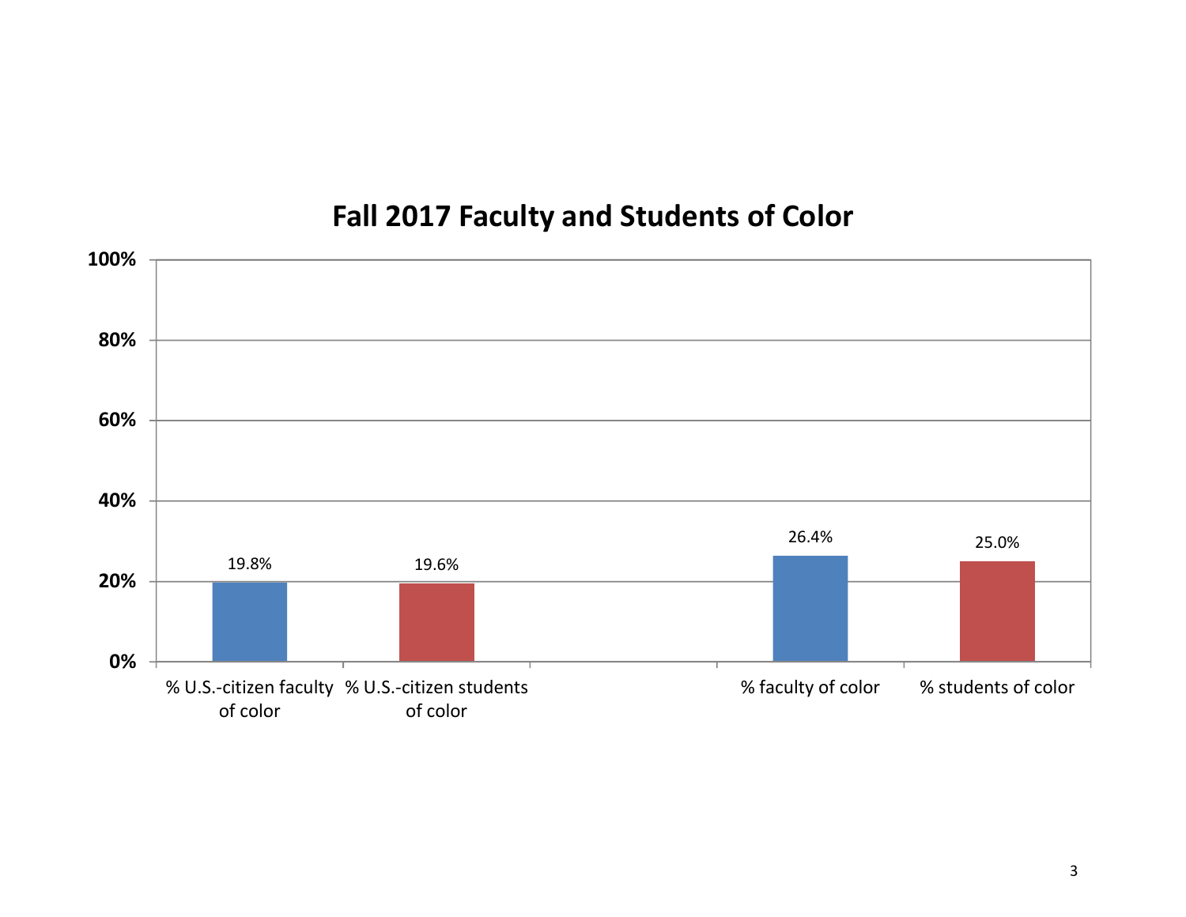# Fall 2017 Faculty and Students of Color

| Category | Percentage |
|---|---|
| % U.S.-citizen faculty of color | 19.8% |
| % U.S.-citizen students of color | 19.6% |
| % faculty of color | 26.4% |
| % students of color | 25.0% |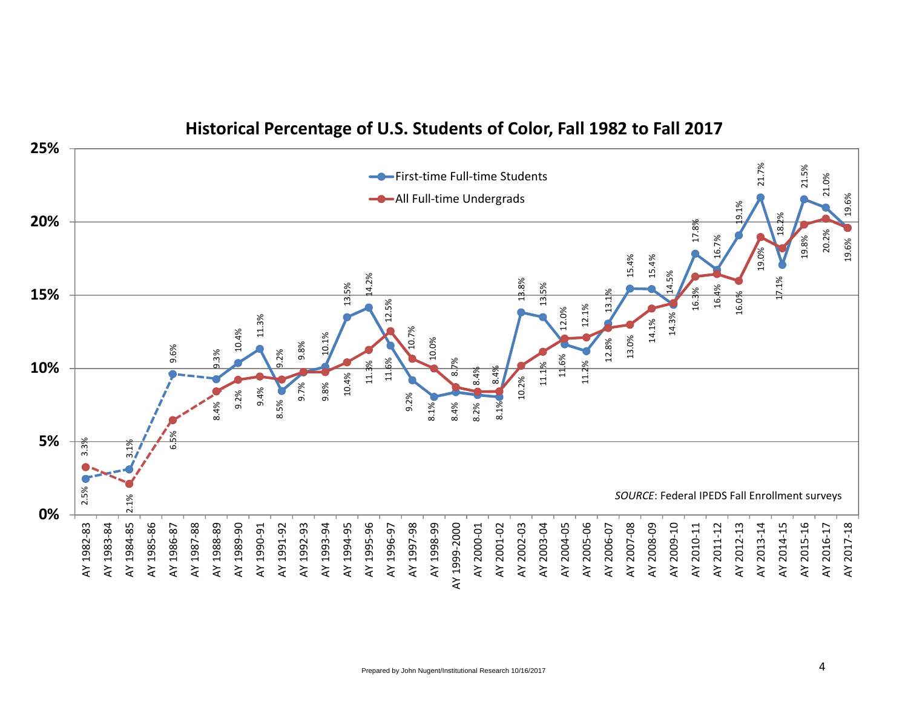## Historical Percentage of U.S. Students of Color, Fall 1982 to Fall 2017

| Academic Year | First-time Full-time Students | All Full-time Undergrads |
|---|---|---|
| AY 1982-83 | 2.5% | 3.3% |
| AY 1983-84 | | |
| AY 1984-85 | 3.1% | 2.1% |
| AY 1985-86 | | |
| AY 1986-87 | 9.6% | 6.5% |
| AY 1987-88 | | |
| AY 1988-89 | 9.3% | 8.4% |
| AY 1989-90 | 10.4% | 9.2% |
| AY 1990-91 | 11.3% | 9.4% |
| AY 1991-92 | 8.5% | 9.2% |
| AY 1992-93 | 9.7% | 9.8% |
| AY 1993-94 | 10.1% | 9.8% |
| AY 1994-95 | 13.5% | 10.4% |
| AY 1995-96 | 14.2% | 11.3% |
| AY 1996-97 | 11.6% | 12.5% |
| AY 1997-98 | 9.2% | 10.7% |
| AY 1998-99 | 8.1% | 10.0% |
| AY 1999-2000 | 8.4% | 8.7% |
| AY 2000-01 | 8.2% | 8.4% |
| AY 2001-02 | 8.1% | 8.4% |
| AY 2002-03 | 13.8% | 10.2% |
| AY 2003-04 | 13.5% | 11.1% |
| AY 2004-05 | 11.6% | 12.0% |
| AY 2005-06 | 11.2% | 12.1% |
| AY 2006-07 | 13.1% | 12.8% |
| AY 2007-08 | 15.4% | 13.0% |
| AY 2008-09 | 15.4% | 14.1% |
| AY 2009-10 | 14.3% | 14.5% |
| AY 2010-11 | 17.8% | 16.3% |
| AY 2011-12 | 16.7% | 16.4% |
| AY 2012-13 | 19.1% | 16.0% |
| AY 2013-14 | 21.7% | 19.0% |
| AY 2014-15 | 17.1% | 18.2% |
| AY 2015-16 | 21.5% | 19.8% |
| AY 2016-17 | 21.0% | 20.2% |
| AY 2017-18 | 19.6% | 19.6% |

*SOURCE*: Federal IPEDS Fall Enrollment surveys

Prepared by John Nugent/Institutional Research 10/16/2017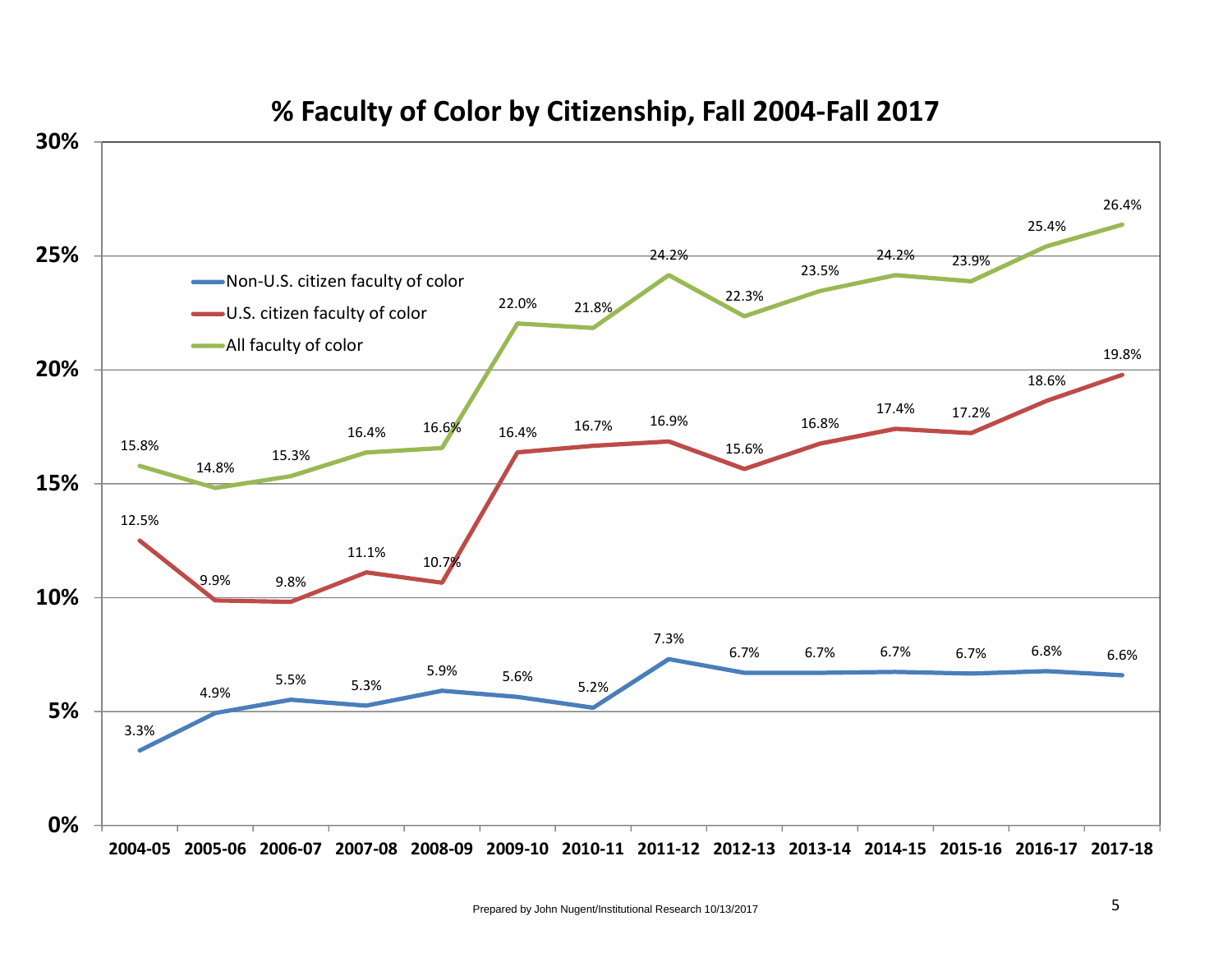# % Faculty of Color by Citizenship, Fall 2004-Fall 2017

| Year | Non-U.S. citizen faculty of color | U.S. citizen faculty of color | All faculty of color |
|---|---|---|---|
| 2004-05 | 3.3% | 12.5% | 15.8% |
| 2005-06 | 4.9% | 9.9% | 14.8% |
| 2006-07 | 5.5% | 9.8% | 15.3% |
| 2007-08 | 5.3% | 11.1% | 16.4% |
| 2008-09 | 5.9% | 10.7% | 16.6% |
| 2009-10 | 5.6% | 16.4% | 22.0% |
| 2010-11 | 5.2% | 16.7% | 21.8% |
| 2011-12 | 7.3% | 16.9% | 24.2% |
| 2012-13 | 6.7% | 15.6% | 22.3% |
| 2013-14 | 6.7% | 16.8% | 23.5% |
| 2014-15 | 6.7% | 17.4% | 24.2% |
| 2015-16 | 6.7% | 17.2% | 23.9% |
| 2016-17 | 6.8% | 18.6% | 25.4% |
| 2017-18 | 6.6% | 19.8% | 26.4% |

Prepared by John Nugent/Institutional Research 10/13/2017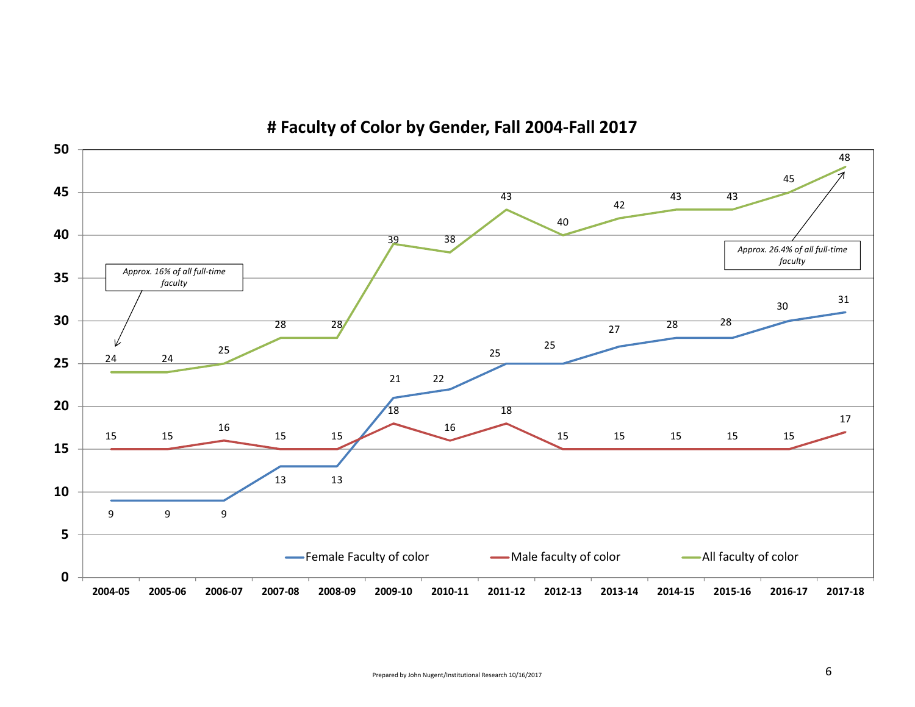# # Faculty of Color by Gender, Fall 2004-Fall 2017

| Year | Female Faculty of color | Male faculty of color | All faculty of color |
|---|---|---|---|
| 2004-05 | 9 | 15 | 24 |
| 2005-06 | 9 | 15 | 24 |
| 2006-07 | 9 | 16 | 25 |
| 2007-08 | 13 | 15 | 28 |
| 2008-09 | 13 | 15 | 28 |
| 2009-10 | 21 | 18 | 39 |
| 2010-11 | 22 | 16 | 38 |
| 2011-12 | 25 | 18 | 43 |
| 2012-13 | 25 | 15 | 40 |
| 2013-14 | 27 | 15 | 42 |
| 2014-15 | 28 | 15 | 43 |
| 2015-16 | 28 | 15 | 43 |
| 2016-17 | 30 | 15 | 45 |
| 2017-18 | 31 | 17 | 48 |

*Approx. 16% of all full-time faculty* (2004-05)

*Approx. 26.4% of all full-time faculty* (2017-18)

Prepared by John Nugent/Institutional Research 10/16/2017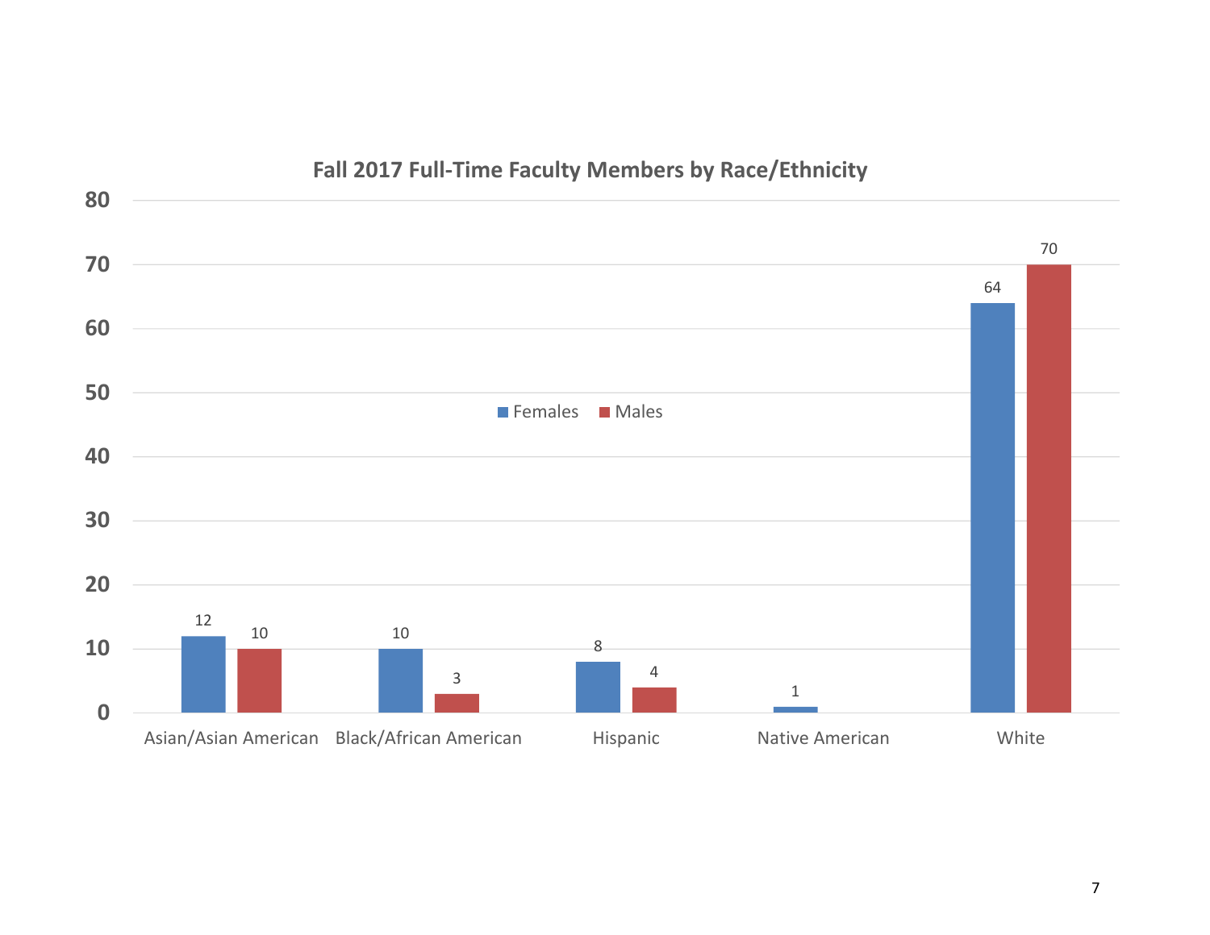**Fall 2017 Full-Time Faculty Members by Race/Ethnicity**

| Race/Ethnicity | Females | Males |
|---|---|---|
| Asian/Asian American | 12 | 10 |
| Black/African American | 10 | 3 |
| Hispanic | 8 | 4 |
| Native American | 1 | |
| White | 64 | 70 |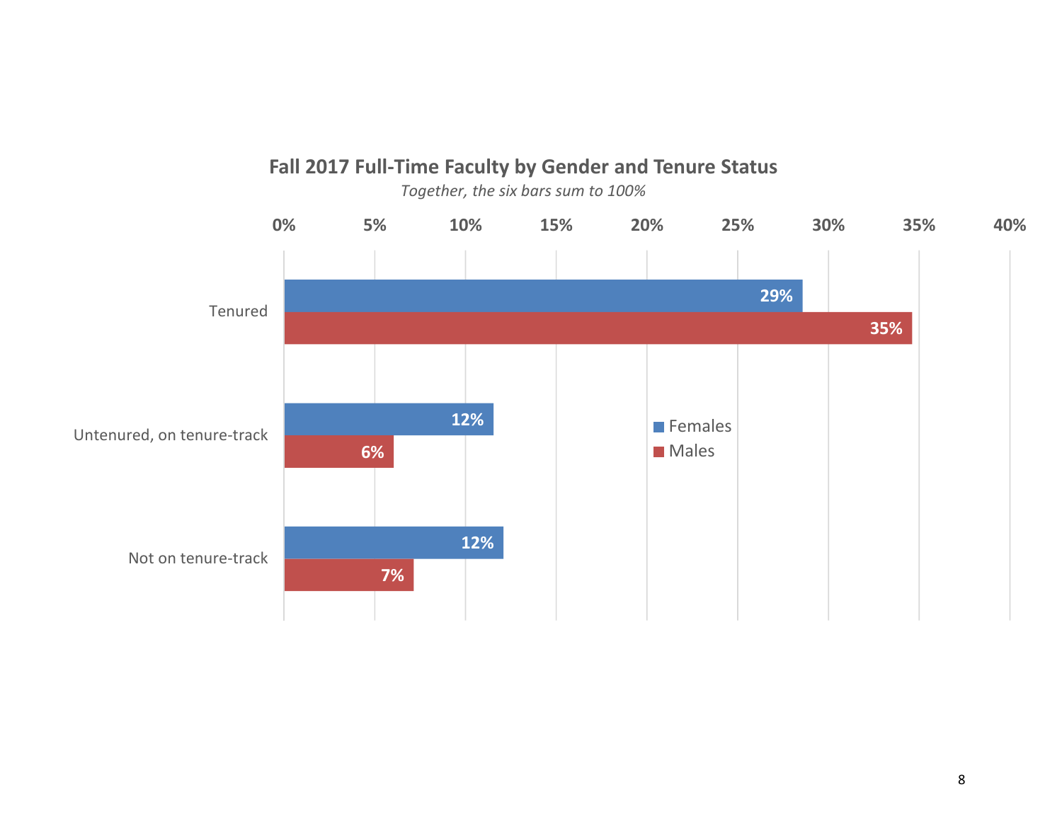## Fall 2017 Full-Time Faculty by Gender and Tenure Status

*Together, the six bars sum to 100%*

| | Females | Males |
|---|---|---|
| Tenured | 29% | 35% |
| Untenured, on tenure-track | 12% | 6% |
| Not on tenure-track | 12% | 7% |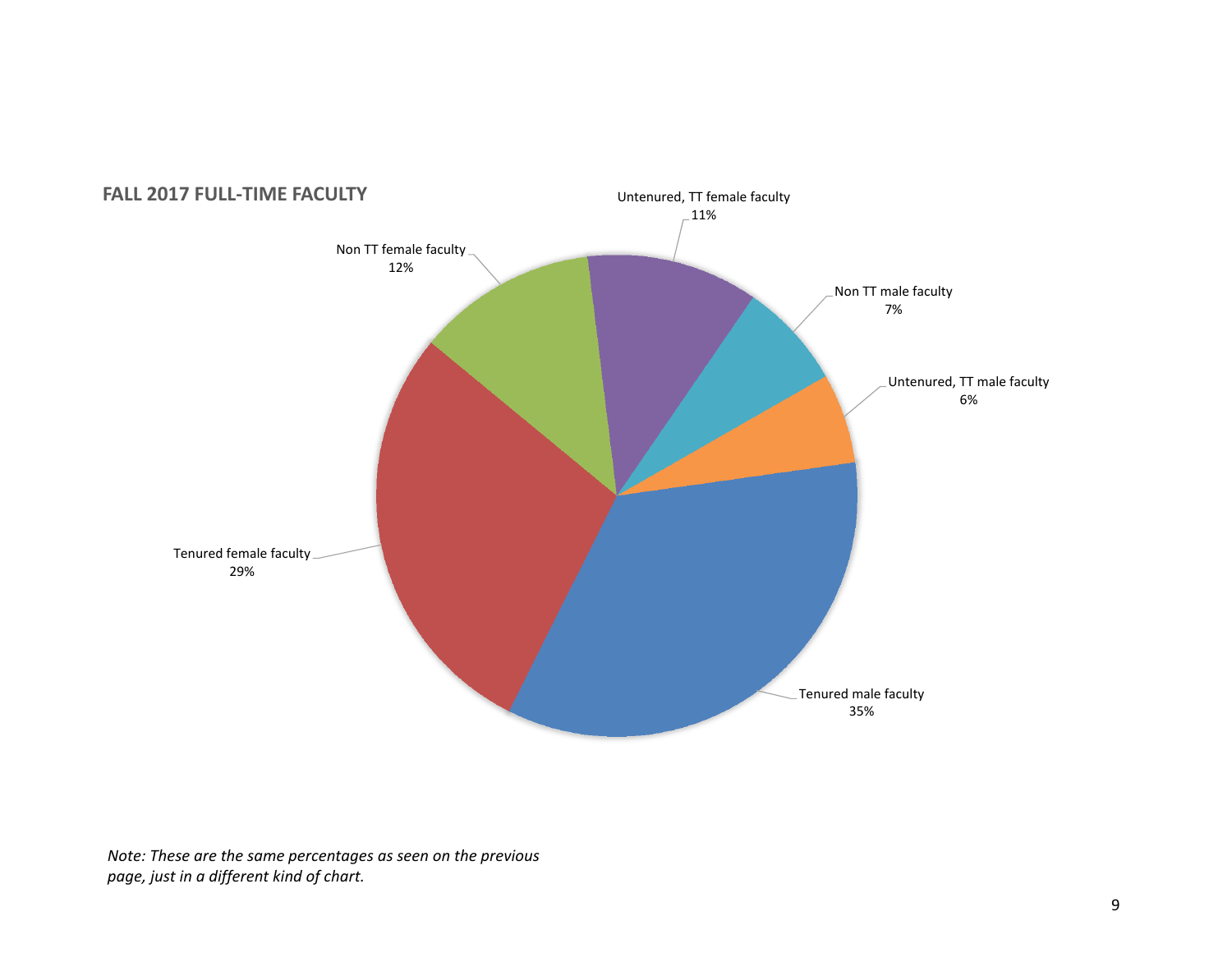**FALL 2017 FULL-TIME FACULTY**

Untenured, TT female faculty
11%

Non TT male faculty
7%

Untenured, TT male faculty
6%

Tenured male faculty
35%

Tenured female faculty
29%

Non TT female faculty
12%

*Note: These are the same percentages as seen on the previous page, just in a different kind of chart.*